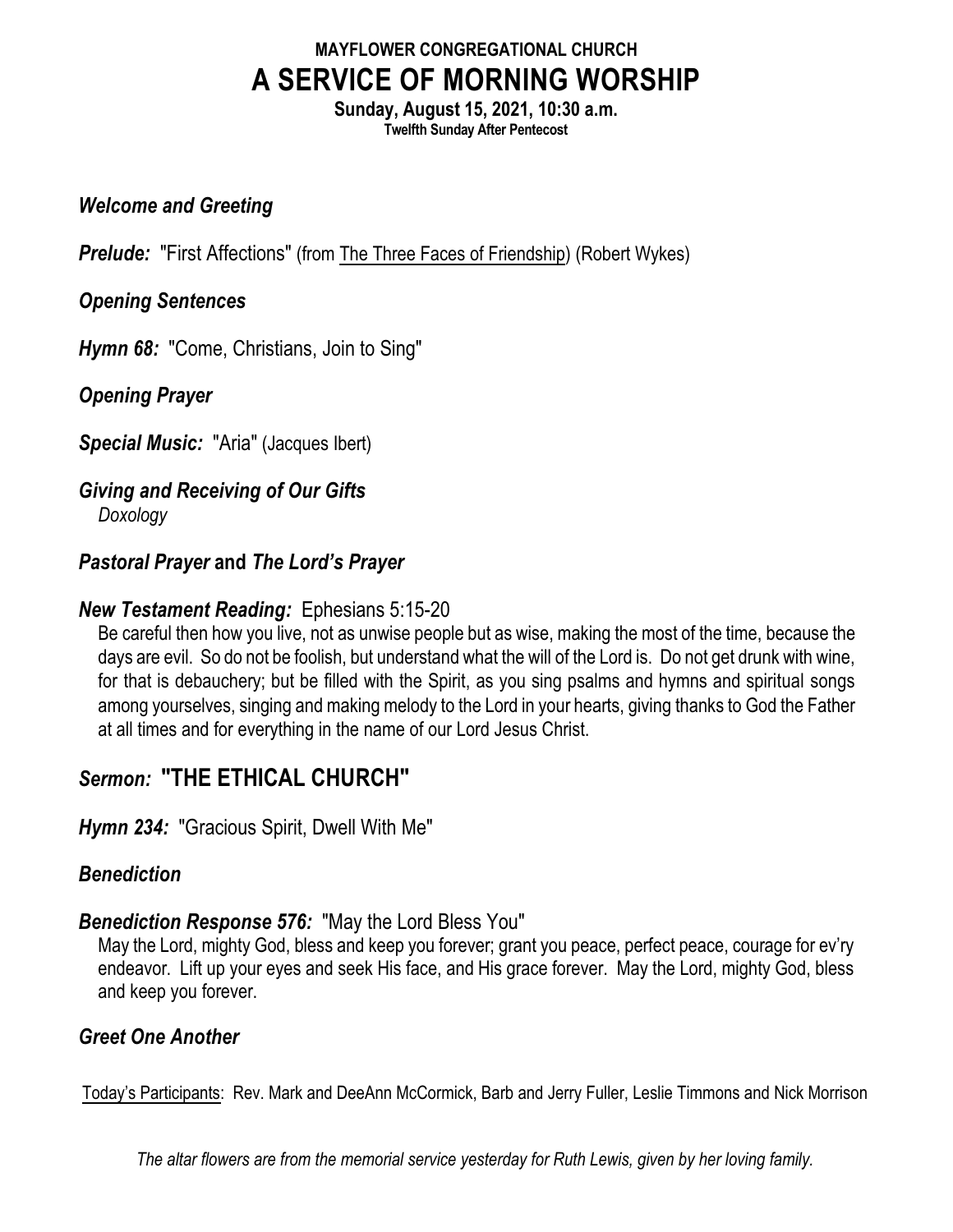**MAYFLOWER CONGREGATIONAL CHURCH**

# A SERVICE OF MORNING WORSHIP

**Sunday, August 15, 2021, 10:30 a.m.**

**Twelfth Sunday After Pentecost**

***Welcome and Greeting***

***Prelude:*** "First Affections" (from The Three Faces of Friendship) (Robert Wykes)

***Opening Sentences***

***Hymn 68:*** "Come, Christians, Join to Sing"

***Opening Prayer***

***Special Music:*** "Aria" (Jacques Ibert)

***Giving and Receiving of Our Gifts***
*Doxology*

***Pastoral Prayer* and *The Lord's Prayer***

***New Testament Reading:*** Ephesians 5:15-20

Be careful then how you live, not as unwise people but as wise, making the most of the time, because the days are evil. So do not be foolish, but understand what the will of the Lord is. Do not get drunk with wine, for that is debauchery; but be filled with the Spirit, as you sing psalms and hymns and spiritual songs among yourselves, singing and making melody to the Lord in your hearts, giving thanks to God the Father at all times and for everything in the name of our Lord Jesus Christ.

## *Sermon:* "THE ETHICAL CHURCH"

***Hymn 234:*** "Gracious Spirit, Dwell With Me"

***Benediction***

***Benediction Response 576:*** "May the Lord Bless You"

May the Lord, mighty God, bless and keep you forever; grant you peace, perfect peace, courage for ev'ry endeavor. Lift up your eyes and seek His face, and His grace forever. May the Lord, mighty God, bless and keep you forever.

***Greet One Another***

Today's Participants: Rev. Mark and DeeAnn McCormick, Barb and Jerry Fuller, Leslie Timmons and Nick Morrison

*The altar flowers are from the memorial service yesterday for Ruth Lewis, given by her loving family.*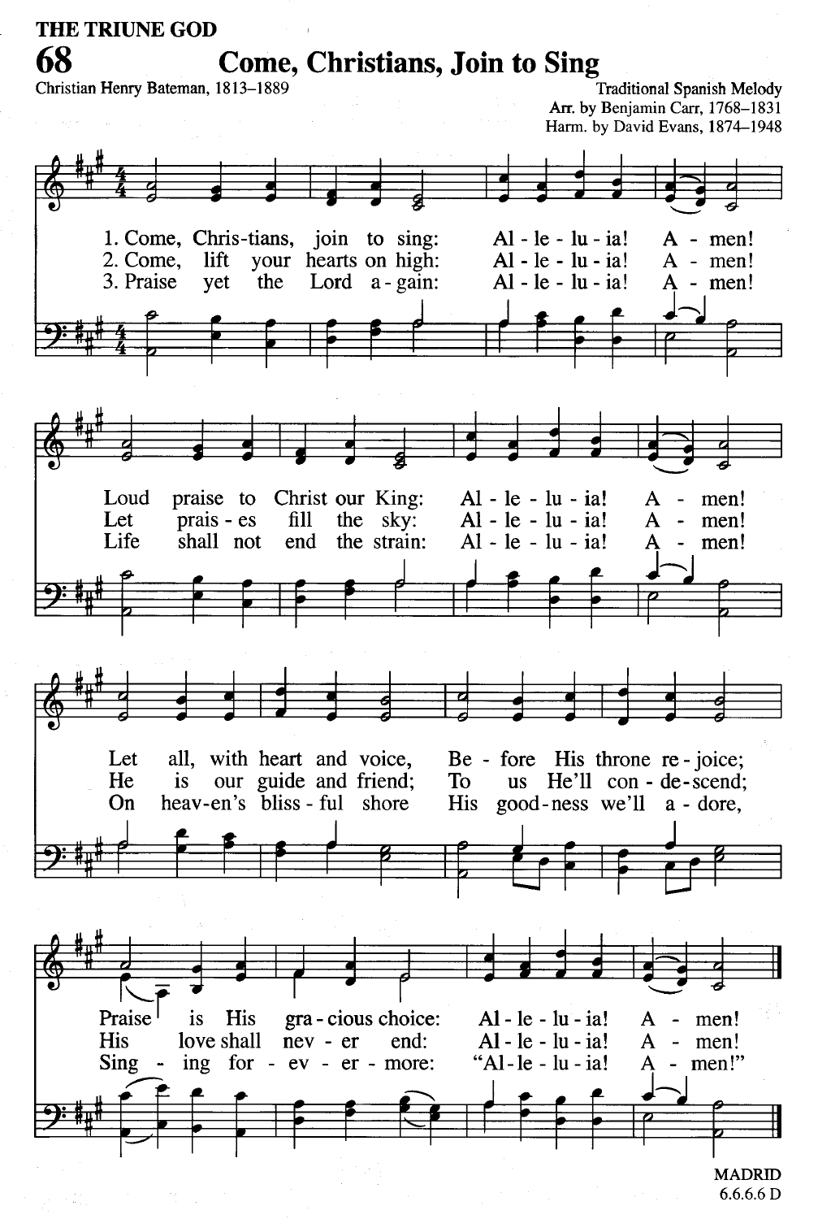THE TRIUNE GOD

# 68 Come, Christians, Join to Sing

Christian Henry Bateman, 1813–1889

Traditional Spanish Melody
Arr. by Benjamin Carr, 1768–1831
Harm. by David Evans, 1874–1948

1. Come, Christians, join to sing: Alleluia! Amen!
Loud praise to Christ our King: Alleluia! Amen!
Let all, with heart and voice, Before His throne rejoice;
Praise is His gracious choice: Alleluia! Amen!

2. Come, lift your hearts on high: Alleluia! Amen!
Let praises fill the sky: Alleluia! Amen!
He is our guide and friend; To us He'll condescend;
His love shall never end: Alleluia! Amen!

3. Praise yet the Lord again: Alleluia! Amen!
Life shall not end the strain: Alleluia! Amen!
On heaven's blissful shore His goodness we'll adore,
Singing forevermore: "Alleluia! Amen!"

MADRID
6.6.6.6 D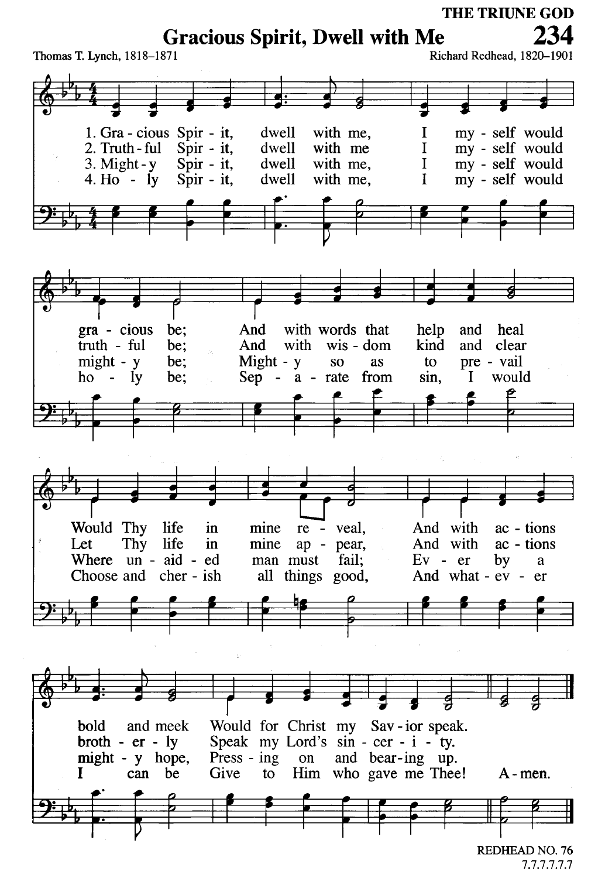THE TRIUNE GOD

# Gracious Spirit, Dwell with Me

234

Thomas T. Lynch, 1818–1871

Richard Redhead, 1820–1901

1. Gra - cious Spir - it, dwell with me, I my - self would gra - cious be; And with words that help and heal Would Thy life in mine re - veal, And with ac - tions bold and meek Would for Christ my Sav - ior speak.

2. Truth - ful Spir - it, dwell with me I my - self would truth - ful be; And with wis - dom kind and clear Let Thy life in mine ap - pear, And with ac - tions broth - er - ly Speak my Lord's sin - cer - i - ty.

3. Might - y Spir - it, dwell with me, I my - self would might - y be; Might - y so as to pre - vail Where un - aid - ed man must fail; Ev - er by a might - y hope, Press - ing on and bear - ing up.

4. Ho - ly Spir - it, dwell with me, I my - self would ho - ly be; Sep - a - rate from sin, I would Choose and cher - ish all things good, And what - ev - er I can be Give to Him who gave me Thee! A - men.

REDHEAD NO. 76
7.7.7.7.7.7